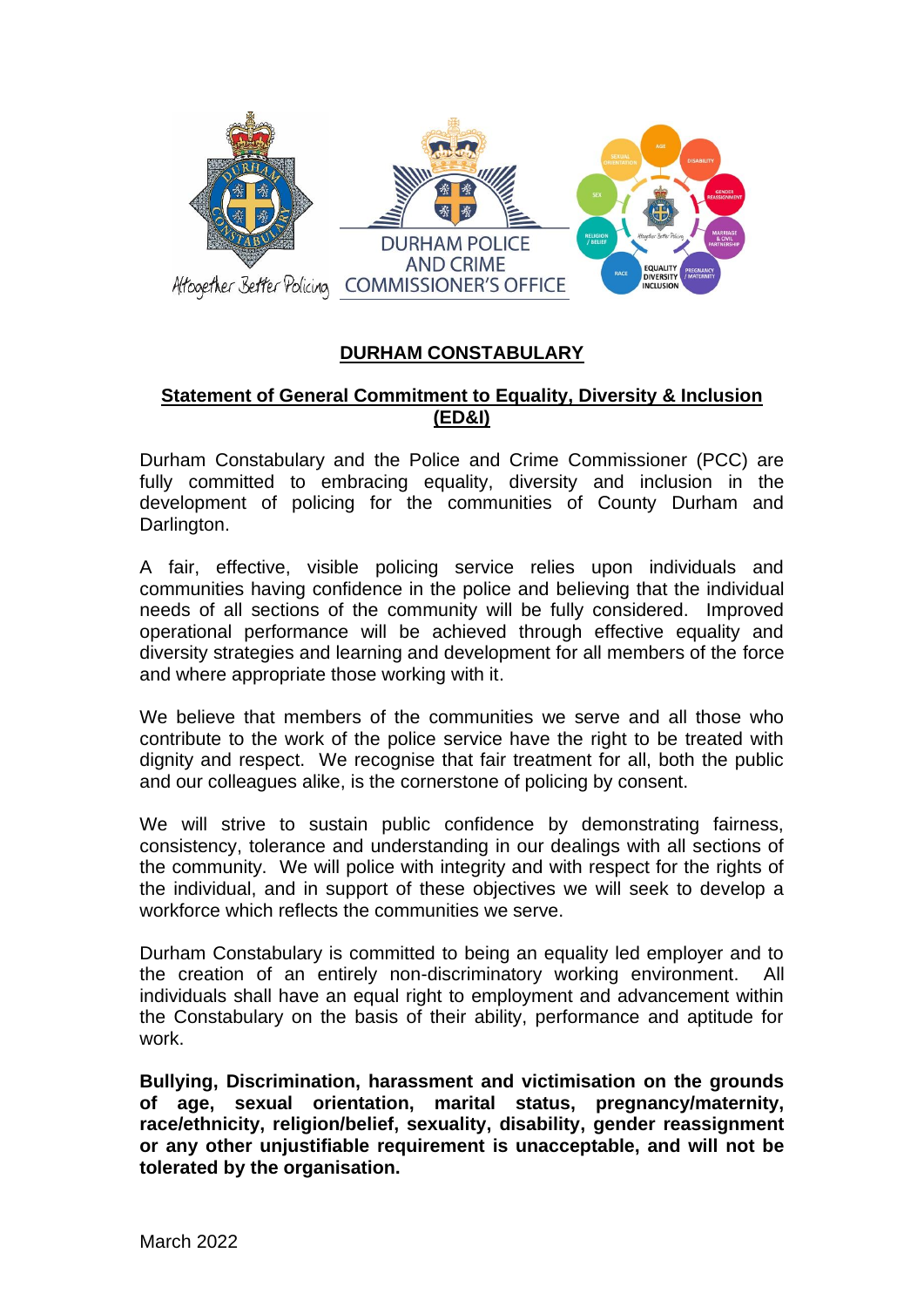# DURHAM CONSTABULARY

## Statement of General Commitment to Equality, Diversity & Inclusion (ED&I)

Durham Constabulary and the Police and Crime Commissioner (PCC) are fully committed to embracing equality, diversity and inclusion in the development of policing for the communities of County Durham and Darlington.

A fair, effective, visible policing service relies upon individuals and communities having confidence in the police and believing that the individual needs of all sections of the community will be fully considered. Improved operational performance will be achieved through effective equality and diversity strategies and learning and development for all members of the force and where appropriate those working with it.

We believe that members of the communities we serve and all those who contribute to the work of the police service have the right to be treated with dignity and respect. We recognise that fair treatment for all, both the public and our colleagues alike, is the cornerstone of policing by consent.

We will strive to sustain public confidence by demonstrating fairness, consistency, tolerance and understanding in our dealings with all sections of the community. We will police with integrity and with respect for the rights of the individual, and in support of these objectives we will seek to develop a workforce which reflects the communities we serve.

Durham Constabulary is committed to being an equality led employer and to the creation of an entirely non-discriminatory working environment. All individuals shall have an equal right to employment and advancement within the Constabulary on the basis of their ability, performance and aptitude for work.

**Bullying, Discrimination, harassment and victimisation on the grounds of age, sexual orientation, marital status, pregnancy/maternity, race/ethnicity, religion/belief, sexuality, disability, gender reassignment or any other unjustifiable requirement is unacceptable, and will not be tolerated by the organisation.**

March 2022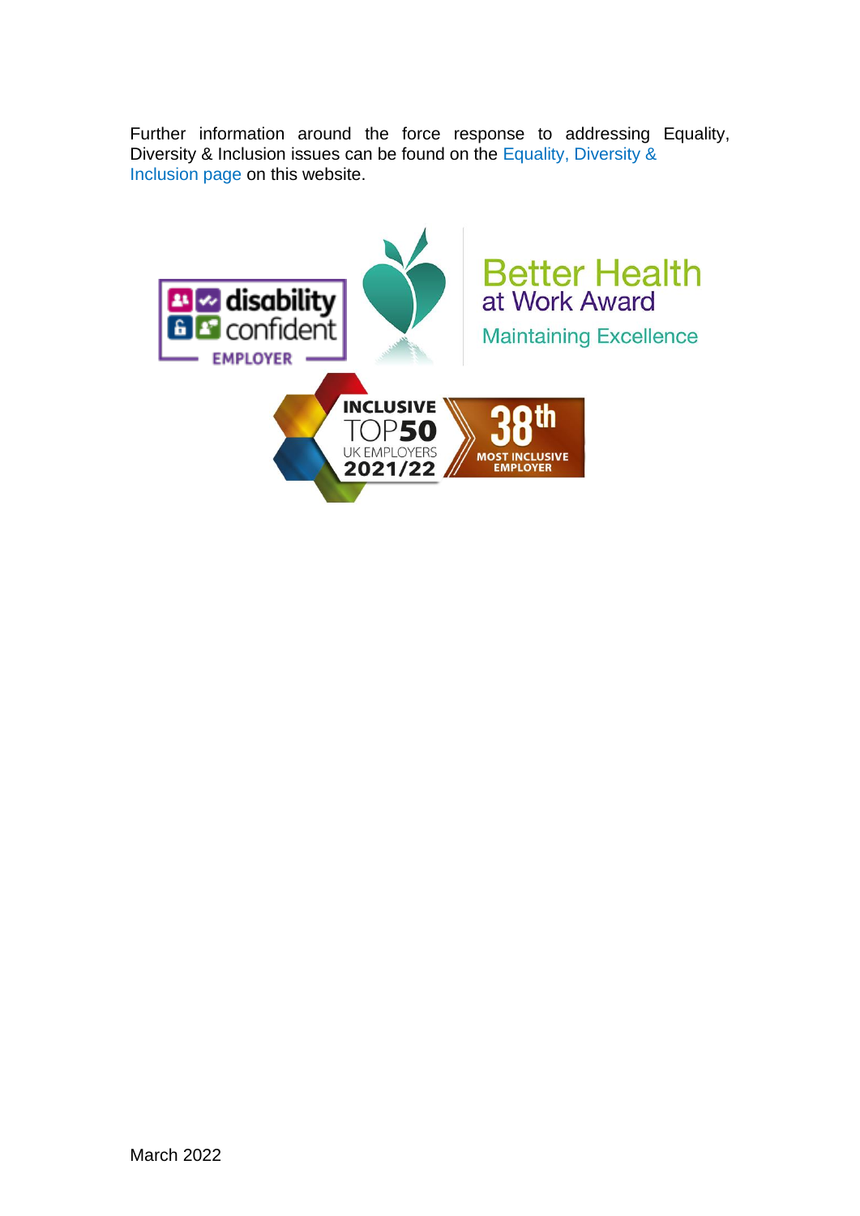Further information around the force response to addressing Equality, Diversity & Inclusion issues can be found on the Equality, Diversity & Inclusion page on this website.

March 2022